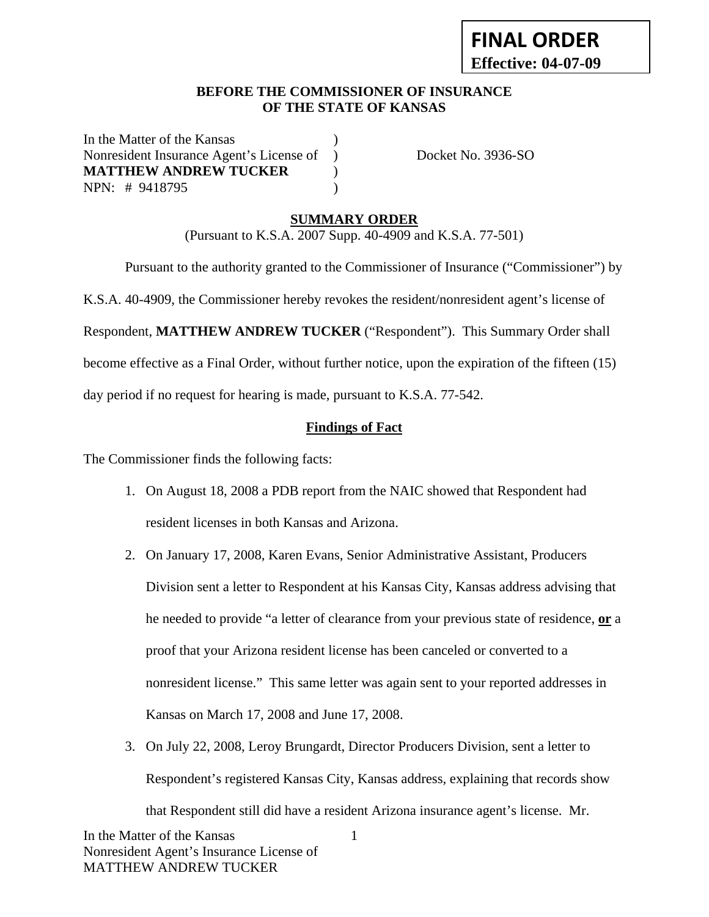**FINAL ORDER**
**Effective: 04-07-09**

**BEFORE THE COMMISSIONER OF INSURANCE**
**OF THE STATE OF KANSAS**

In the Matter of the Kansas )
Nonresident Insurance Agent's License of ) Docket No. 3936-SO
**MATTHEW ANDREW TUCKER** )
NPN: # 9418795 )

## SUMMARY ORDER

(Pursuant to K.S.A. 2007 Supp. 40-4909 and K.S.A. 77-501)

Pursuant to the authority granted to the Commissioner of Insurance ("Commissioner") by K.S.A. 40-4909, the Commissioner hereby revokes the resident/nonresident agent's license of Respondent, **MATTHEW ANDREW TUCKER** ("Respondent"). This Summary Order shall become effective as a Final Order, without further notice, upon the expiration of the fifteen (15) day period if no request for hearing is made, pursuant to K.S.A. 77-542.

### Findings of Fact

The Commissioner finds the following facts:

1. On August 18, 2008 a PDB report from the NAIC showed that Respondent had resident licenses in both Kansas and Arizona.
2. On January 17, 2008, Karen Evans, Senior Administrative Assistant, Producers Division sent a letter to Respondent at his Kansas City, Kansas address advising that he needed to provide "a letter of clearance from your previous state of residence, **or** a proof that your Arizona resident license has been canceled or converted to a nonresident license." This same letter was again sent to your reported addresses in Kansas on March 17, 2008 and June 17, 2008.
3. On July 22, 2008, Leroy Brungardt, Director Producers Division, sent a letter to Respondent's registered Kansas City, Kansas address, explaining that records show that Respondent still did have a resident Arizona insurance agent's license. Mr.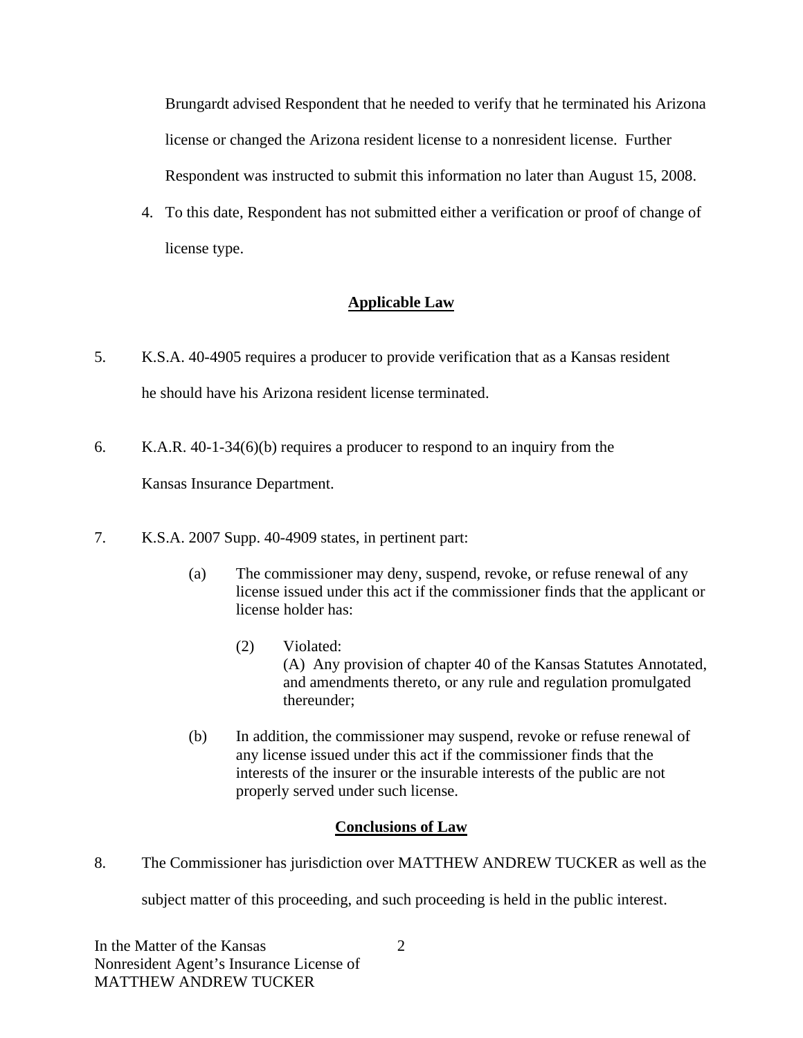Brungardt advised Respondent that he needed to verify that he terminated his Arizona license or changed the Arizona resident license to a nonresident license. Further Respondent was instructed to submit this information no later than August 15, 2008.

4. To this date, Respondent has not submitted either a verification or proof of change of license type.

## Applicable Law

5. K.S.A. 40-4905 requires a producer to provide verification that as a Kansas resident he should have his Arizona resident license terminated.

6. K.A.R. 40-1-34(6)(b) requires a producer to respond to an inquiry from the Kansas Insurance Department.

7. K.S.A. 2007 Supp. 40-4909 states, in pertinent part:

   (a) The commissioner may deny, suspend, revoke, or refuse renewal of any license issued under this act if the commissioner finds that the applicant or license holder has:

      (2) Violated:
      (A) Any provision of chapter 40 of the Kansas Statutes Annotated, and amendments thereto, or any rule and regulation promulgated thereunder;

   (b) In addition, the commissioner may suspend, revoke or refuse renewal of any license issued under this act if the commissioner finds that the interests of the insurer or the insurable interests of the public are not properly served under such license.

## Conclusions of Law

8. The Commissioner has jurisdiction over MATTHEW ANDREW TUCKER as well as the subject matter of this proceeding, and such proceeding is held in the public interest.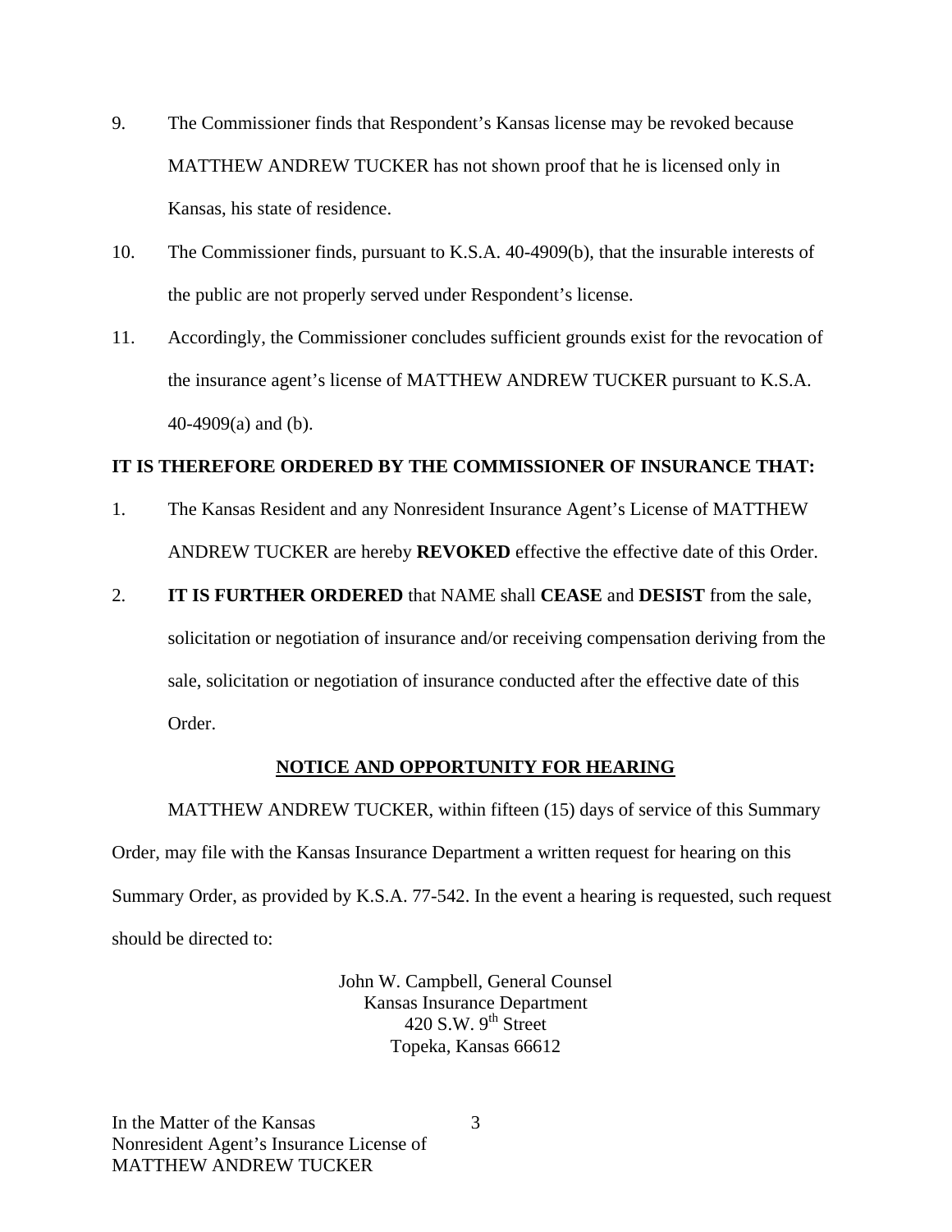9. The Commissioner finds that Respondent's Kansas license may be revoked because MATTHEW ANDREW TUCKER has not shown proof that he is licensed only in Kansas, his state of residence.

10. The Commissioner finds, pursuant to K.S.A. 40-4909(b), that the insurable interests of the public are not properly served under Respondent's license.

11. Accordingly, the Commissioner concludes sufficient grounds exist for the revocation of the insurance agent's license of MATTHEW ANDREW TUCKER pursuant to K.S.A. 40-4909(a) and (b).

**IT IS THEREFORE ORDERED BY THE COMMISSIONER OF INSURANCE THAT:**

1. The Kansas Resident and any Nonresident Insurance Agent's License of MATTHEW ANDREW TUCKER are hereby **REVOKED** effective the effective date of this Order.

2. **IT IS FURTHER ORDERED** that NAME shall **CEASE** and **DESIST** from the sale, solicitation or negotiation of insurance and/or receiving compensation deriving from the sale, solicitation or negotiation of insurance conducted after the effective date of this Order.

## NOTICE AND OPPORTUNITY FOR HEARING

MATTHEW ANDREW TUCKER, within fifteen (15) days of service of this Summary Order, may file with the Kansas Insurance Department a written request for hearing on this Summary Order, as provided by K.S.A. 77-542. In the event a hearing is requested, such request should be directed to:

John W. Campbell, General Counsel
Kansas Insurance Department
420 S.W. 9th Street
Topeka, Kansas 66612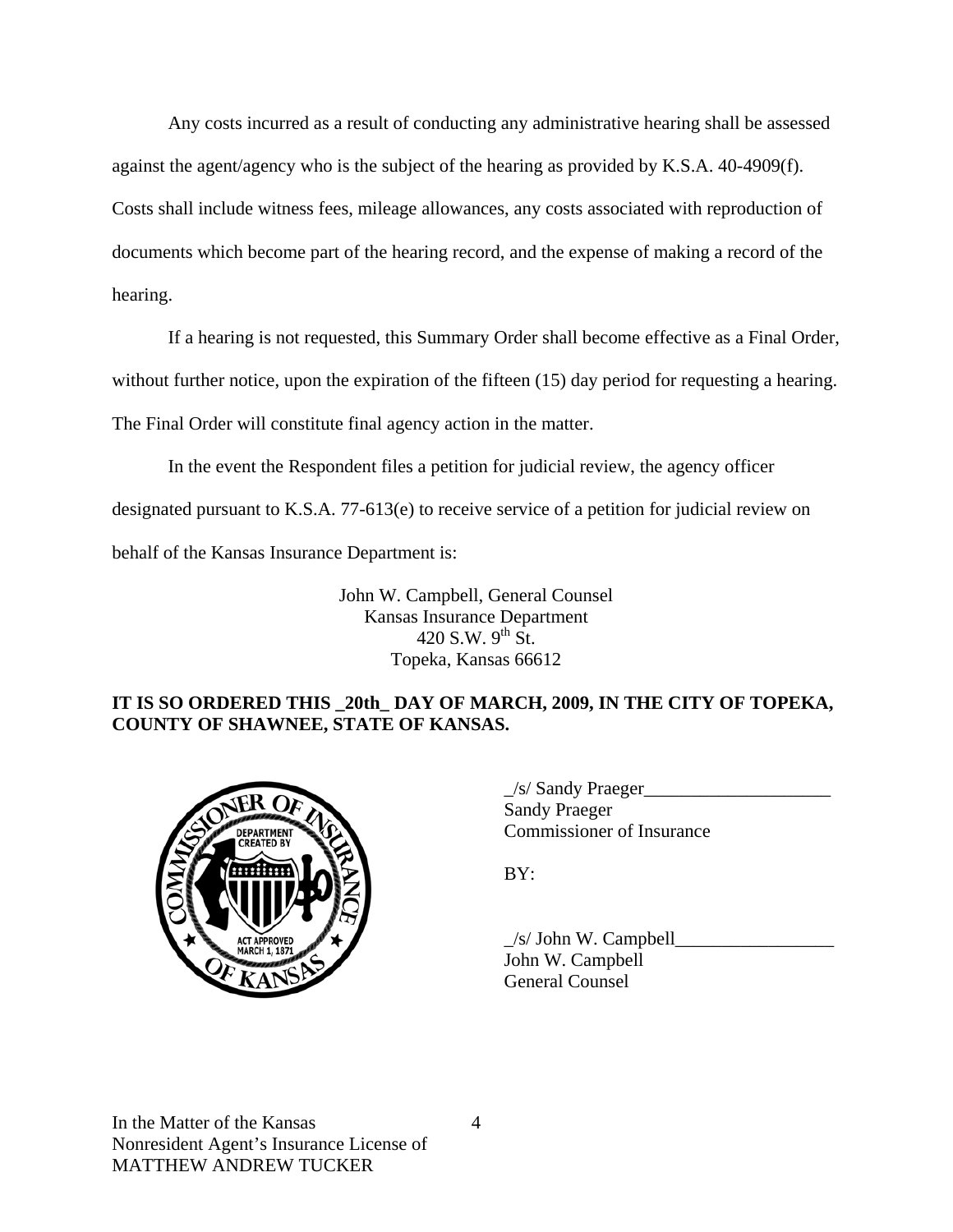Any costs incurred as a result of conducting any administrative hearing shall be assessed against the agent/agency who is the subject of the hearing as provided by K.S.A. 40-4909(f). Costs shall include witness fees, mileage allowances, any costs associated with reproduction of documents which become part of the hearing record, and the expense of making a record of the hearing.

If a hearing is not requested, this Summary Order shall become effective as a Final Order, without further notice, upon the expiration of the fifteen (15) day period for requesting a hearing. The Final Order will constitute final agency action in the matter.

In the event the Respondent files a petition for judicial review, the agency officer designated pursuant to K.S.A. 77-613(e) to receive service of a petition for judicial review on behalf of the Kansas Insurance Department is:

John W. Campbell, General Counsel
Kansas Insurance Department
420 S.W. 9th St.
Topeka, Kansas 66612

**IT IS SO ORDERED THIS _20th_ DAY OF MARCH, 2009, IN THE CITY OF TOPEKA, COUNTY OF SHAWNEE, STATE OF KANSAS.**

_/s/ Sandy Praeger____________________
Sandy Praeger
Commissioner of Insurance

BY:

_/s/ John W. Campbell_________________
John W. Campbell
General Counsel

In the Matter of the Kansas
Nonresident Agent's Insurance License of
MATTHEW ANDREW TUCKER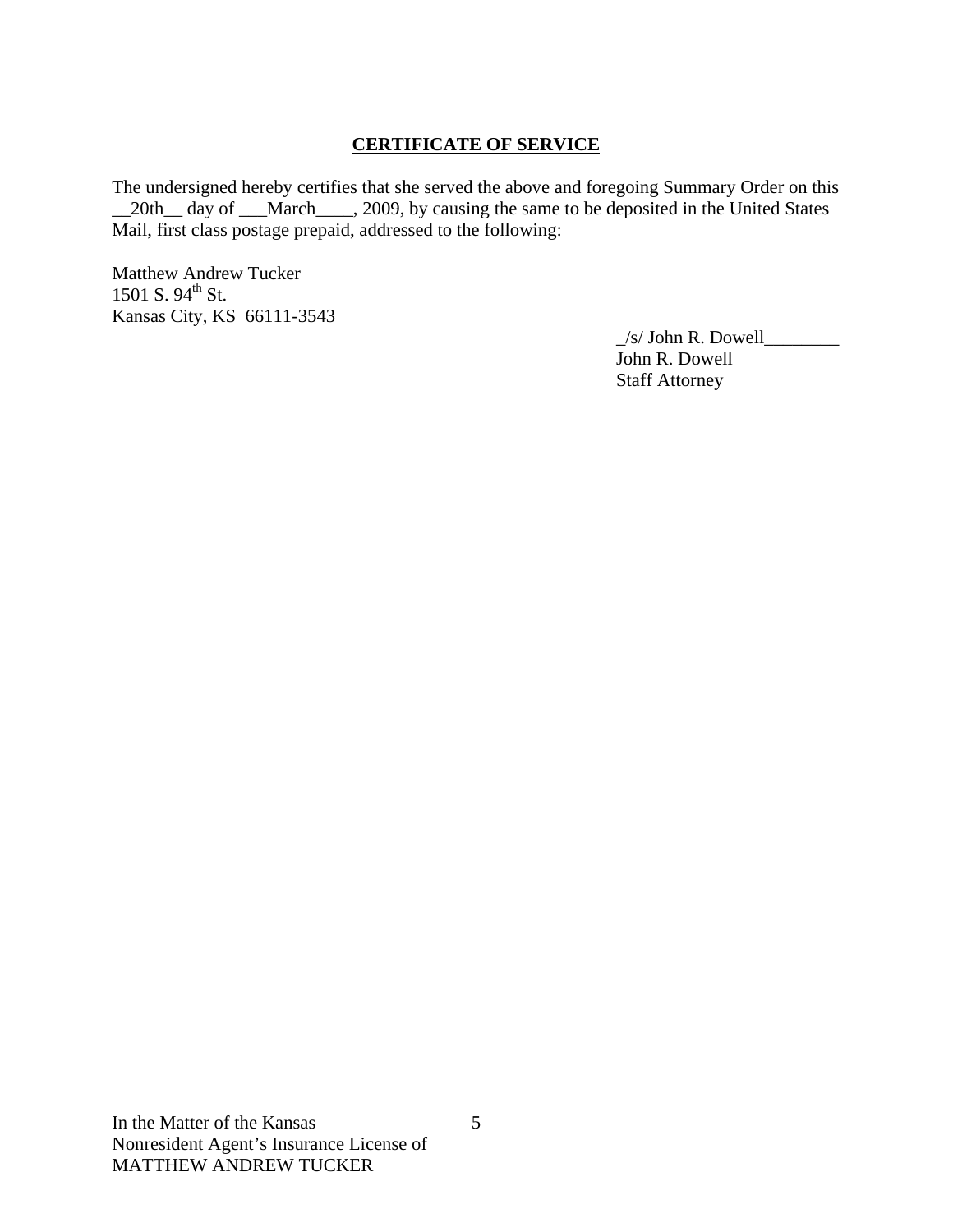**CERTIFICATE OF SERVICE**

The undersigned hereby certifies that she served the above and foregoing Summary Order on this __20th__ day of ___March____, 2009, by causing the same to be deposited in the United States Mail, first class postage prepaid, addressed to the following:

Matthew Andrew Tucker
1501 S. 94th St.
Kansas City, KS 66111-3543

_/s/ John R. Dowell________
John R. Dowell
Staff Attorney